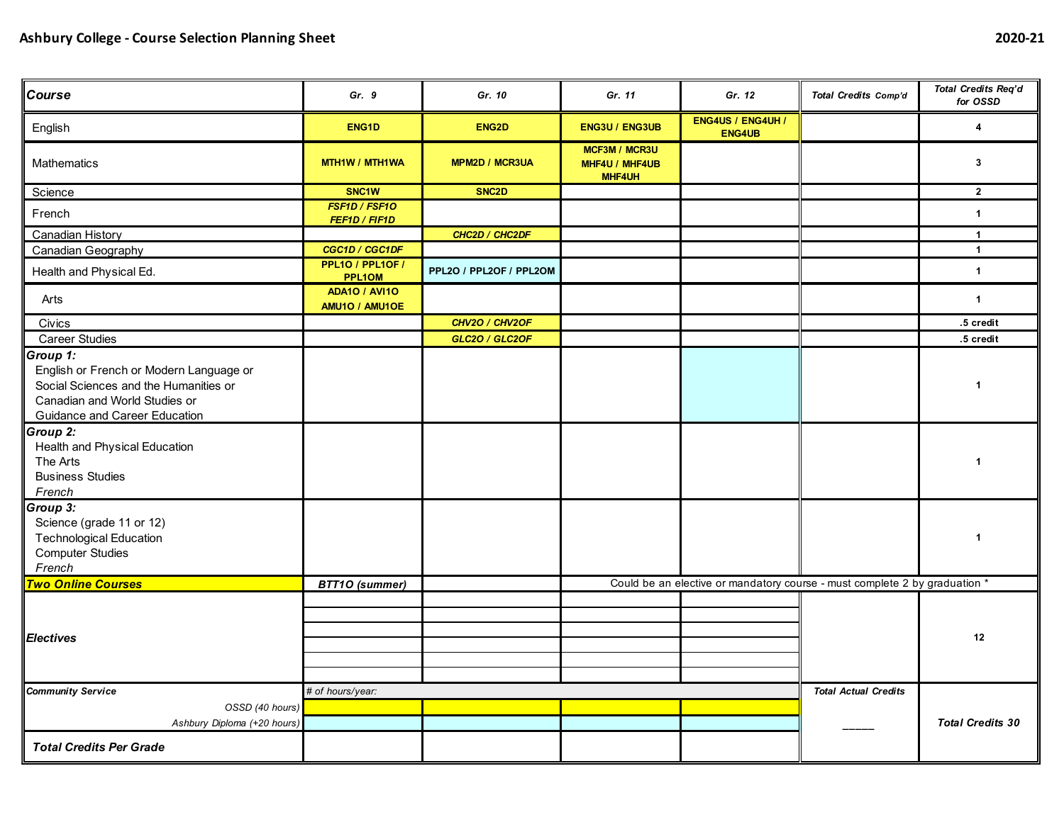# Ashbury College - Course Selection Planning Sheet

2020-21

| Course | Gr. 9 | Gr. 10 | Gr. 11 | Gr. 12 | Total Credits Comp'd | Total Credits Req'd for OSSD |
|---|---|---|---|---|---|---|
| English | ENG1D | ENG2D | ENG3U / ENG3UB | ENG4US / ENG4UH / ENG4UB | | 4 |
| Mathematics | MTH1W / MTH1WA | MPM2D / MCR3UA | MCF3M / MCR3U MHF4U / MHF4UB MHF4UH | | | 3 |
| Science | SNC1W | SNC2D | | | | 2 |
| French | *FSF1D / FSF1O FEF1D / FIF1D* | | | | | 1 |
| Canadian History | | *CHC2D / CHC2DF* | | | | 1 |
| Canadian Geography | *CGC1D / CGC1DF* | | | | | 1 |
| Health and Physical Ed. | PPL1O / PPL1OF / PPL1OM | PPL2O / PPL2OF / PPL2OM | | | | 1 |
| Arts | ADA1O / AVI1O AMU1O / AMU1OE | | | | | 1 |
| Civics | | *CHV2O / CHV2OF* | | | | .5 credit |
| Career Studies | | *GLC2O / GLC2OF* | | | | .5 credit |
| ***Group 1:*** English or French or Modern Language or Social Sciences and the Humanities or Canadian and World Studies or Guidance and Career Education | | | | | | 1 |
| ***Group 2:*** Health and Physical Education The Arts Business Studies *French* | | | | | | 1 |
| ***Group 3:*** Science (grade 11 or 12) Technological Education Computer Studies *French* | | | | | | 1 |
| ***Two Online Courses*** | ***BTT1O (summer)*** | | Could be an elective or mandatory course - must complete 2 by graduation * | | | |
| ***Electives*** | | | | | | 12 |
| ***Community Service*** | *# of hours/year:* | | | | ***Total Actual Credits*** | |
| *OSSD (40 hours)* | | | | | | |
| *Ashbury Diploma (+20 hours)* | | | | | _____ | ***Total Credits 30*** |
| ***Total Credits Per Grade*** | | | | | | |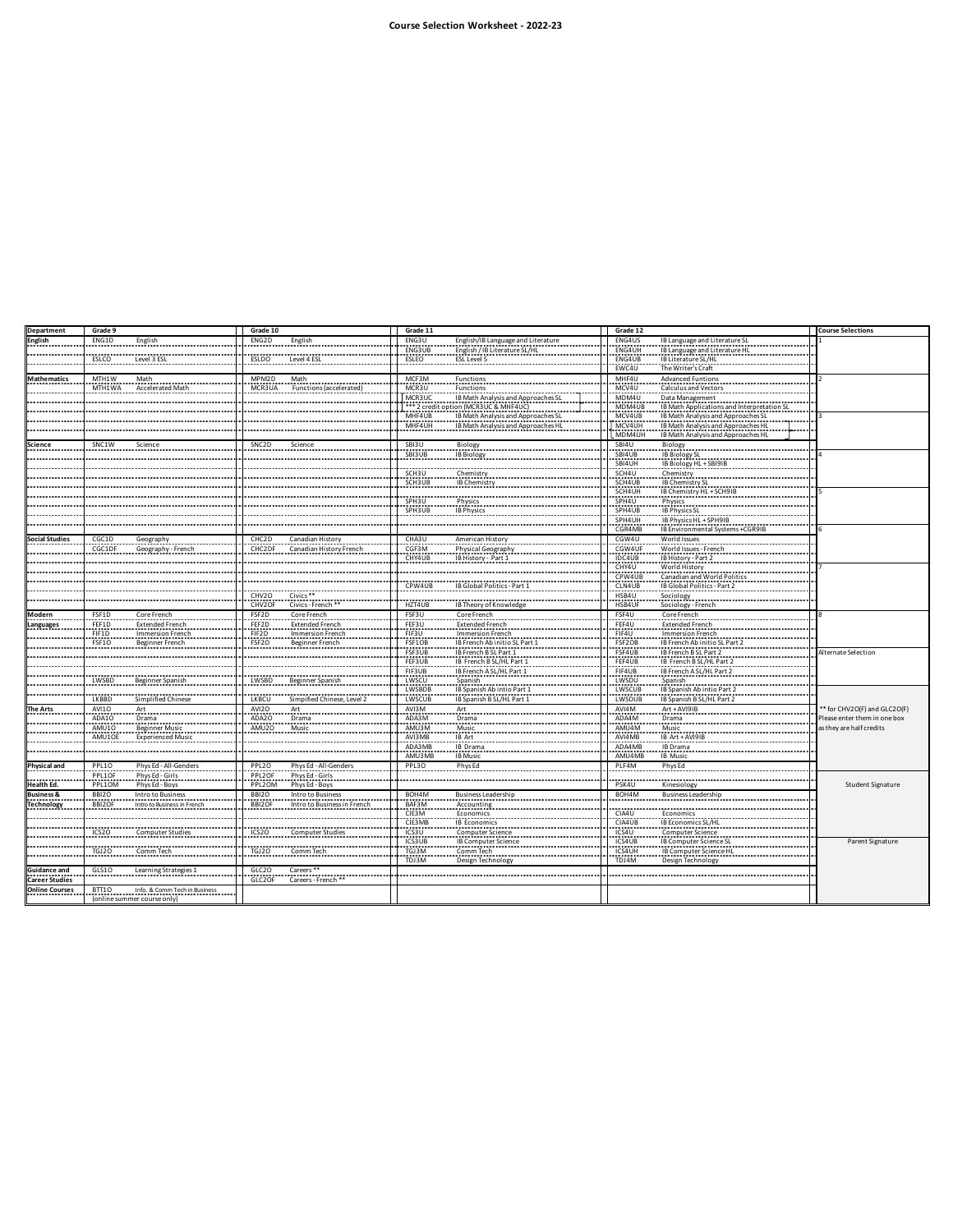# Course Selection Worksheet - 2022-23

| Department | Grade 9 | | Grade 10 | | Grade 11 | | Grade 12 | | Course Selections |
|---|---|---|---|---|---|---|---|---|---|
| English | ENG1D | English | ENG2D | English | ENG3U | English/IB Language and Literature | ENG4US | IB Language and Literature SL | 1 |
| | | | | | ENG3UB | English / IB Literature SL/HL | ENG4UH | IB Language and Literature HL | |
| | ESLCO | Level 3 ESL | ESLDO | Level 4 ESL | ESLEO | ESL Level 5 | ENG4UB | IB Literature SL/HL | |
| | | | | | | | EWC4U | The Writer's Craft | |
| Mathematics | MTH1W | Math | MPM2D | Math | MCF3M | Functions | MHF4U | Advanced Funtions | 2 |
| | MTH1WA | Accelerated Math | MCR3UA | Functions (accelerated) | MCR3U | Functions | MCV4U | Calculus and Vectors | |
| | | | | | MCR3UC | IB Math Analysis and Approaches SL | MDM4U | Data Management | |
| | | | | | *** 2 credit option (MCR3UC & MHF4UC) | | MDM4UB | IB Math Applications and Interpretation SL | |
| | | | | | MHF4UB | IB Math Analysis and Approaches SL | MCV4UB | IB Math Analysis and Approaches SL | 3 |
| | | | | | MHF4UH | IB Math Analysis and Approaches HL | MCV4UH | IB Math Analysis and Approaches HL | |
| | | | | | | | MDM4UH | IB Math Analysis and Approaches HL | |
| Science | SNC1W | Science | SNC2D | Science | SBI3U | Biology | SBI4U | Biology | |
| | | | | | SBI3UB | IB Biology | SBI4UB | IB Biology SL | 4 |
| | | | | | | | SBI4UH | IB Biology HL + SBI9IB | |
| | | | | | SCH3U | Chemistry | SCH4U | Chemistry | |
| | | | | | SCH3UB | IB Chemistry | SCH4UB | IB Chemistry SL | |
| | | | | | | | SCH4UH | IB Chemistry HL + SCH9IB | 5 |
| | | | | | SPH3U | Physics | SPH4U | Physics | |
| | | | | | SPH3UB | IB Physics | SPH4UB | IB Physics SL | |
| | | | | | | | SPH4UH | IB Physics HL + SPH9IB | |
| | | | | | | | CGR4MB | IB Environmental Systems + CGR9IB | 6 |
| Social Studies | CGC1D | Geography | CHC2D | Canadian History | CHA3U | American History | CGW4U | World Issues | |
| | CGC1DF | Geography - French | CHC2DF | Canadian History French | CGF3M | Physical Geography | CGW4UF | World Issues - French | |
| | | | | | CHY4UB | IB History - Part 1 | IDC4UB | IB History - Part 2 | |
| | | | | | | | CHY4U | World History | 7 |
| | | | | | | | CPW4UB | Canadian and World Politics | |
| | | | | | CPW4UB | IB Global Politics - Part 1 | CLN4UB | IB Global Politics - Part 2 | |
| | | | CHV2O | Civics ** | | | HSB4U | Sociology | |
| | | | CHV2OF | Civics - French ** | HZT4UB | IB Theory of Knowledge | HSB4UF | Sociology - French | |
| Modern Languages | FSF1D | Core French | FSF2D | Core French | FSF3U | Core French | FSF4U | Core French | 8 |
| | FEF1D | Extended French | FEF2D | Extended French | FEF3U | Extended French | FEF4U | Extended French | |
| | FIF1D | Immersion French | FIF2D | Immersion French | FIF3U | Immersion French | FIF4U | Immersion French | |
| | FSF1O | Beginner French | FSF2O | Beginner French | FSF1OB | IB French Ab initio SL Part 1 | FSF2OB | IB French Ab initio SL Part 2 | |
| | | | | | FSF3UB | IB French B SL Part 1 | FSF4UB | IB French B SL Part 2 | Alternate Selection |
| | | | | | FEF3UB | IB French B SL/HL Part 1 | FEF4UB | IB French B SL/HL Part 2 | |
| | | | | | FIF3UB | IB French A SL/HL Part 1 | FIF4UB | IB French A SL/HL Part 2 | |
| | LWSBD | Beginner Spanish | LWSBD | Beginner Spanish | LWSCU | Spanish | LWSDU | Spanish | |
| | | | | | LWSBDB | IB Spanish Ab intio Part 1 | LWSCUB | IB Spanish Ab intio Part 2 | |
| | LKBBD | Simplified Chinese | LKBCU | Simplified Chinese, Level 2 | LWSCUB | IB Spanish B SL/HL Part 1 | LWSDUB | IB Spanish B SL/HL Part 2 | |
| The Arts | AVI1O | Art | AVI2O | Art | AVI3M | Art | AVI4M | Art + AVI9IB | ** for CHV2O(F) and GLC2O(F) Please enter them in one box as they are half credits |
| | ADA1O | Drama | ADA2O | Drama | ADA3M | Drama | ADA4M | Drama | |
| | AMU1O | Beginner Music | AMU2O | Music | AMU3M | Music | AMU4M | Music | |
| | AMU1OE | Experienced Music | | | AVI3MB | IB Art | AVI4MB | IB Art + AVI9IB | |
| | | | | | ADA3MB | IB Drama | ADA4MB | IB Drama | |
| | | | | | AMU3MB | IB Music | AMU4MB | IB Music | |
| Physical and Health Ed. | PPL1O | Phys Ed - All-Genders | PPL2O | Phys Ed - All-Genders | PPL3O | Phys Ed | PLF4M | Phys Ed | |
| | PPL1OF | Phys Ed - Girls | PPL2OF | Phys Ed - Girls | | | | | |
| | PPL1OM | Phys Ed - Boys | PPL2OM | Phys Ed - Boys | | | PSK4U | Kinesiology | Student Signature |
| Business & Technology | BBI2O | Intro to Business | BBI2O | Intro to Business | BOH4M | Business Leadership | BOH4M | Business Leadership | |
| | BBI2OF | Intro to Business in French | BBI2OF | Intro to Business in French | BAF3M | Accounting | | | |
| | | | | | CIE3M | Economics | CIA4U | Economics | |
| | | | | | CIE3MB | IB Economics | CIA4UB | IB Economics SL/HL | |
| | ICS2O | Computer Studies | ICS2O | Computer Studies | ICS3U | Computer Science | ICS4U | Computer Science | |
| | | | | | ICS3UB | IB Computer Science | ICS4UB | IB Computer Science SL | Parent Signature |
| | TGJ2O | Comm Tech | TGJ2O | Comm Tech | TGJ3M | Comm Tech | ICS4UH | IB Computer Science HL | |
| | | | | | TDJ3M | Design Technology | TDJ4M | Design Technology | |
| Guidance and Career Studies | GLS1O | Learning Strategies 1 | GLC2O | Careers ** | | | | | |
| | | | GLC2OF | Careers - French ** | | | | | |
| Online Courses | BTT1O | Info. & Comm Tech in Business (online summer course only) | | | | | | | |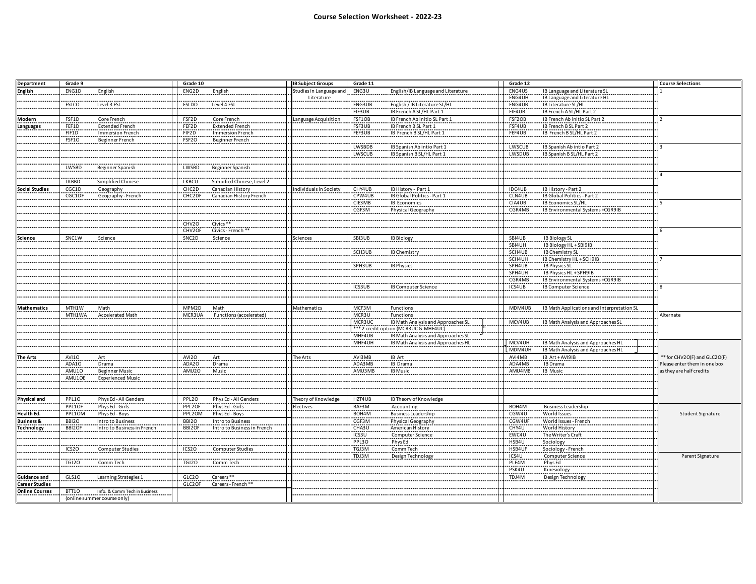# Course Selection Worksheet - 2022-23

| Department | Grade 9 | | Grade 10 | | IB Subject Groups | Grade 11 | | Grade 12 | | Course Selections |
|---|---|---|---|---|---|---|---|---|---|---|
| English | ENG1D | English | ENG2D | English | Studies in Language and Literature | ENG3U | English/IB Language and Literature | ENG4US | IB Language and Literature SL | 1 |
| | | | | | | | | ENG4UH | IB Language and Literature HL | |
| | ESLCO | Level 3 ESL | ESLDO | Level 4 ESL | | ENG3UB | English / IB Literature SL/HL | ENG4UB | IB Literature SL/HL | |
| | | | | | | FIF3UB | IB French A SL/HL Part 1 | FIF4UB | IB French A SL/HL Part 2 | |
| Modern Languages | FSF1D | Core French | FSF2D | Core French | Language Acquisition | FSF1OB | IB French Ab initio SL Part 1 | FSF2OB | IB French Ab initio SL Part 2 | 2 |
| | FEF1D | Extended French | FEF2D | Extended French | | FSF3UB | IB French B SL Part 1 | FSF4UB | IB French B SL Part 2 | |
| | FIF1D | Immersion French | FIF2D | Immersion French | | FEF3UB | IB French B SL/HL Part 1 | FEF4UB | IB French B SL/HL Part 2 | |
| | FSF1O | Beginner French | FSF2O | Beginner French | | | | | | |
| | | | | | | LWSBDB | IB Spanish Ab intio Part 1 | LWSCUB | IB Spanish Ab intio Part 2 | 3 |
| | | | | | | LWSCUB | IB Spanish B SL/HL Part 1 | LWSDUB | IB Spanish B SL/HL Part 2 | |
| | LWSBD | Beginner Spanish | LWSBD | Beginner Spanish | | | | | | |
| | | | | | | | | | | 4 |
| | LKBBD | Simplified Chinese | LKBCU | Simpified Chinese, Level 2 | | | | | | |
| Social Studies | CGC1D | Geography | CHC2D | Canadian History | Individuals in Society | CHY4UB | IB History - Part 1 | IDC4UB | IB History - Part 2 | |
| | CGC1DF | Geography - French | CHC2DF | Canadian History French | | CPW4UB | IB Global Politics - Part 1 | CLN4UB | IB Global Politics - Part 2 | |
| | | | | | | CIE3MB | IB Economics | CIA4UB | IB Economics SL/HL | 5 |
| | | | | | | CGF3M | Physical Geography | CGR4MB | IB Environmental Systems +CGR9IB | |
| | | | CHV2O | Civics ** | | | | | | |
| | | | CHV2OF | Civics - French ** | | | | | | 6 |
| Science | SNC1W | Science | SNC2D | Science | Sciences | SBI3UB | IB Biology | SBI4UB | IB Biology SL | |
| | | | | | | | | SBI4UH | IB Biology HL + SBI9IB | |
| | | | | | | SCH3UB | IB Chemistry | SCH4UB | IB Chemistry SL | |
| | | | | | | | | SCH4UH | IB Chemistry HL + SCH9IB | 7 |
| | | | | | | SPH3UB | IB Physics | SPH4UB | IB Physics SL | |
| | | | | | | | | SPH4UH | IB Physics HL + SPH9IB | |
| | | | | | | | | CGR4MB | IB Environmental Systems +CGR9IB | |
| | | | | | | ICS3UB | IB Computer Science | ICS4UB | IB Computer Science | 8 |
| Mathematics | MTH1W | Math | MPM2D | Math | Mathematics | MCF3M | Functions | MDM4UB | IB Math Applications and Interpretation SL | |
| | MTH1WA | Accelerated Math | MCR3UA | Functions (accelerated) | | MCR3U | Functions | | | Alternate |
| | | | | | | MCR3UC | IB Math Analysis and Approaches SL | MCV4UB | IB Math Analysis and Approaches SL | |
| | | | | | | *** 2 credit option (MCR3UC & MHF4UC) | | | | |
| | | | | | | MHF4UB | IB Math Analysis and Approaches SL | | | |
| | | | | | | MHF4UH | IB Math Analysis and Approaches HL | MCV4UH | IB Math Analysis and Approaches HL | |
| | | | | | | | | MDM4UH | IB Math Analysis and Approaches HL | |
| The Arts | AVI1O | Art | AVI2O | Art | The Arts | AVI3MB | IB Art | AVI4MB | IB Art + AVI9IB | ** for CHV2O(F) and GLC2O(F) Please enter them in one box as they are half credits |
| | ADA1O | Drama | ADA2O | Drama | | ADA3MB | IB Drama | ADA4MB | IB Drama | |
| | AMU1O | Beginner Music | AMU2O | Music | | AMU3MB | IB Music | AMU4MB | IB Music | |
| | AMU1OE | Experienced Music | | | | | | | | |
| Physical and Health Ed. | PPL1O | Phys Ed - All Genders | PPL2O | Phys Ed - All Genders | Theory of Knowledge | HZT4UB | IB Theory of Knowledge | | | |
| | PPL1OF | Phys Ed - Girls | PPL2OF | Phys Ed - Girls | Electives | BAF3M | Accounting | BOH4M | Business Leadership | Student Signature |
| | PPL1OM | Phys Ed - Boys | PPL2OM | Phys Ed - Boys | | BOH4M | Business Leadership | CGW4U | World Issues | |
| Business & Technology | BBI2O | Intro to Business | BBI2O | Intro to Business | | CGF3M | Physical Geography | CGW4UF | World Issues - French | |
| | BBI2OF | Intro to Business in French | BBI2OF | Intro to Business in French | | CHA3U | American History | CHY4U | World History | |
| | | | | | | ICS3U | Computer Science | EWC4U | The Writer's Craft | |
| | | | | | | PPL3O | Phys Ed | HSB4U | Sociology | |
| | ICS2O | Computer Studies | ICS2O | Computer Studies | | TGJ3M | Comm Tech | HSB4UF | Sociology - French | |
| | | | | | | TDJ3M | Design Technology | ICS4U | Computer Science | Parent Signature |
| | TGJ2O | Comm Tech | TGJ2O | Comm Tech | | | | PLF4M | Phys Ed | |
| | | | | | | | | PSK4U | Kinesiology | |
| Guidance and Career Studies | GLS1O | Learning Strategies 1 | GLC2O | Careers ** | | | | TDJ4M | Design Technology | |
| | | | GLC2OF | Careers - French ** | | | | | | |
| Online Courses | BTT1O | Info. & Comm Tech in Business | | | | | | | | |
| | (online summer course only) | | | | | | | | | |